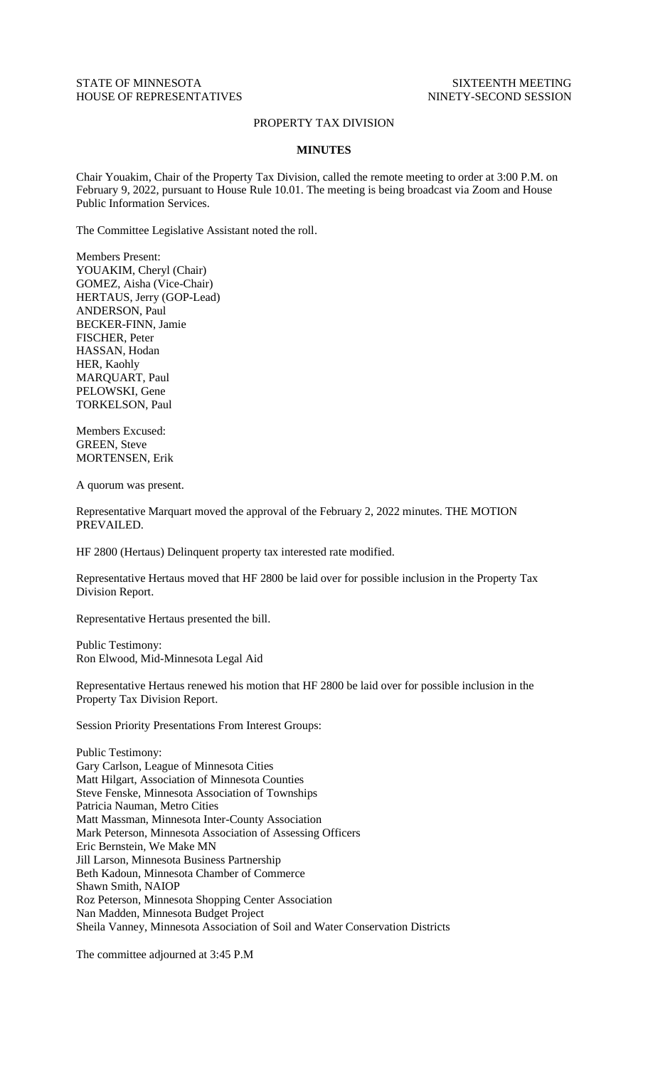STATE OF MINNESOTA SIXTEENTH MEETING
HOUSE OF REPRESENTATIVES NINETY-SECOND SESSION

PROPERTY TAX DIVISION

**MINUTES**

Chair Youakim, Chair of the Property Tax Division, called the remote meeting to order at 3:00 P.M. on February 9, 2022, pursuant to House Rule 10.01. The meeting is being broadcast via Zoom and House Public Information Services.

The Committee Legislative Assistant noted the roll.

Members Present:
YOUAKIM, Cheryl (Chair)
GOMEZ, Aisha (Vice-Chair)
HERTAUS, Jerry (GOP-Lead)
ANDERSON, Paul
BECKER-FINN, Jamie
FISCHER, Peter
HASSAN, Hodan
HER, Kaohly
MARQUART, Paul
PELOWSKI, Gene
TORKELSON, Paul

Members Excused:
GREEN, Steve
MORTENSEN, Erik

A quorum was present.

Representative Marquart moved the approval of the February 2, 2022 minutes. THE MOTION PREVAILED.

HF 2800 (Hertaus) Delinquent property tax interested rate modified.

Representative Hertaus moved that HF 2800 be laid over for possible inclusion in the Property Tax Division Report.

Representative Hertaus presented the bill.

Public Testimony:
Ron Elwood, Mid-Minnesota Legal Aid

Representative Hertaus renewed his motion that HF 2800 be laid over for possible inclusion in the Property Tax Division Report.

Session Priority Presentations From Interest Groups:

Public Testimony:
Gary Carlson, League of Minnesota Cities
Matt Hilgart, Association of Minnesota Counties
Steve Fenske, Minnesota Association of Townships
Patricia Nauman, Metro Cities
Matt Massman, Minnesota Inter-County Association
Mark Peterson, Minnesota Association of Assessing Officers
Eric Bernstein, We Make MN
Jill Larson, Minnesota Business Partnership
Beth Kadoun, Minnesota Chamber of Commerce
Shawn Smith, NAIOP
Roz Peterson, Minnesota Shopping Center Association
Nan Madden, Minnesota Budget Project
Sheila Vanney, Minnesota Association of Soil and Water Conservation Districts

The committee adjourned at 3:45 P.M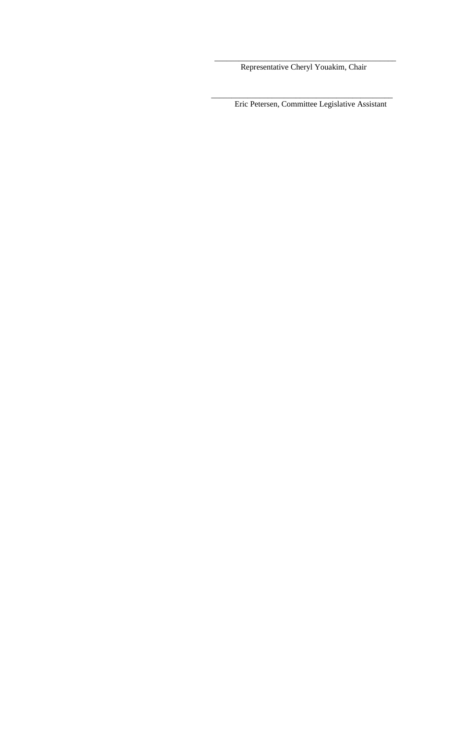_____________________________________________

Representative Cheryl Youakim, Chair

_____________________________________________

Eric Petersen, Committee Legislative Assistant